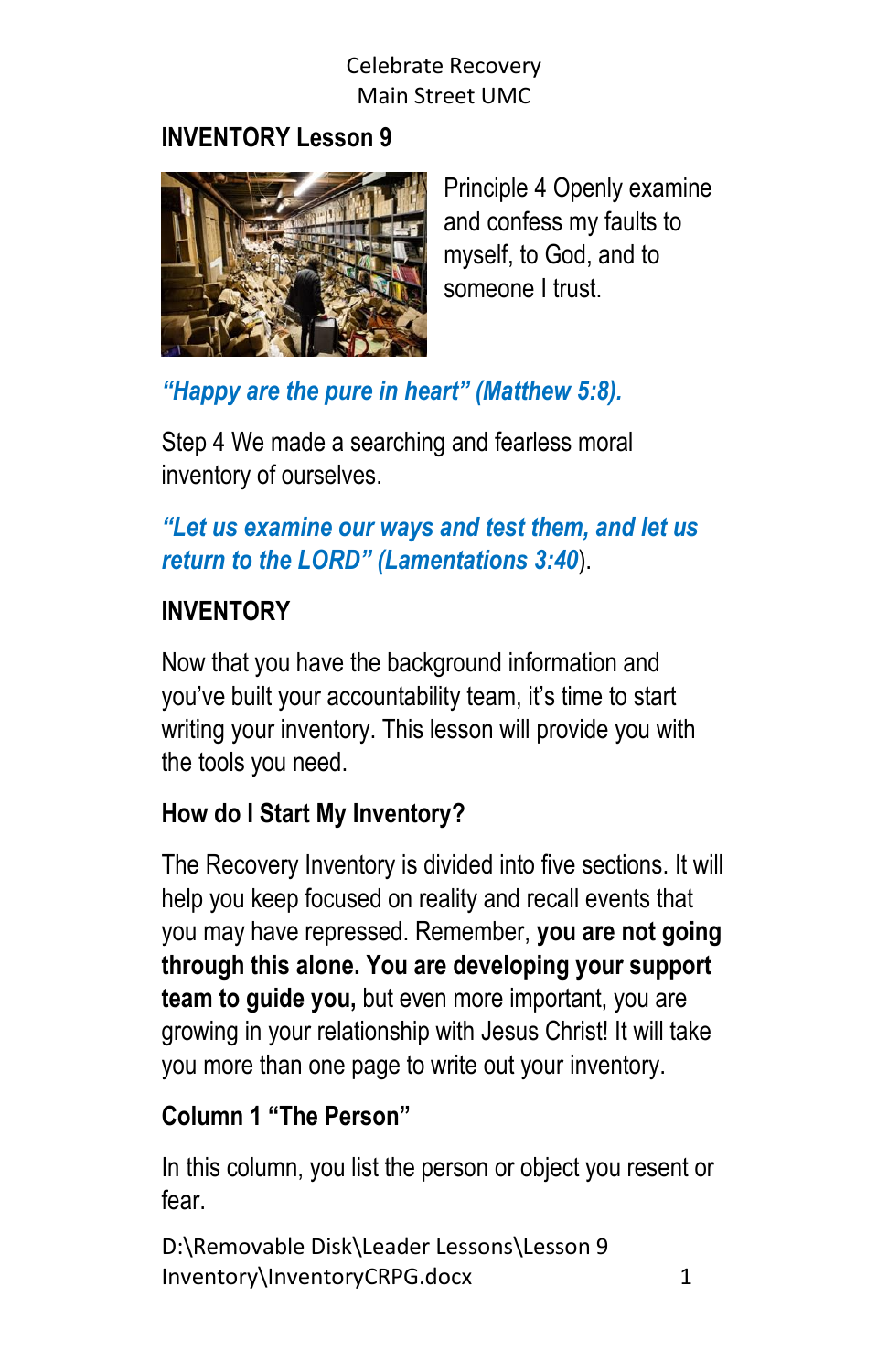Celebrate Recovery
Main Street UMC

## INVENTORY Lesson 9

Principle 4 Openly examine and confess my faults to myself, to God, and to someone I trust.

***"Happy are the pure in heart" (Matthew 5:8).***

Step 4 We made a searching and fearless moral inventory of ourselves.

***"Let us examine our ways and test them, and let us return to the LORD" (Lamentations 3:40)***.

## INVENTORY

Now that you have the background information and you've built your accountability team, it's time to start writing your inventory. This lesson will provide you with the tools you need.

### How do I Start My Inventory?

The Recovery Inventory is divided into five sections. It will help you keep focused on reality and recall events that you may have repressed. Remember, **you are not going through this alone. You are developing your support team to guide you,** but even more important, you are growing in your relationship with Jesus Christ! It will take you more than one page to write out your inventory.

### Column 1 "The Person"

In this column, you list the person or object you resent or fear.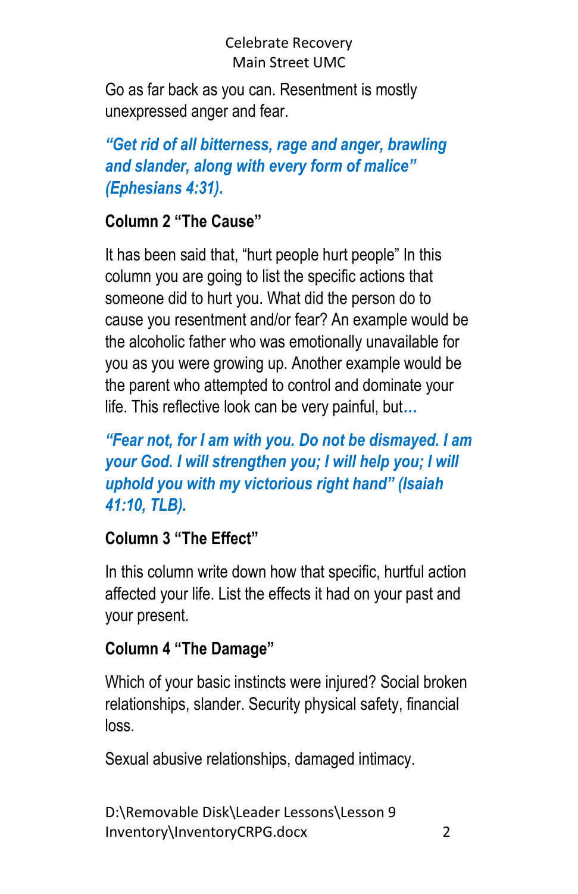Go as far back as you can. Resentment is mostly unexpressed anger and fear.

***"Get rid of all bitterness, rage and anger, brawling and slander, along with every form of malice" (Ephesians 4:31).***

**Column 2 "The Cause"**

It has been said that, "hurt people hurt people" In this column you are going to list the specific actions that someone did to hurt you. What did the person do to cause you resentment and/or fear? An example would be the alcoholic father who was emotionally unavailable for you as you were growing up. Another example would be the parent who attempted to control and dominate your life. This reflective look can be very painful, but***…***

***"Fear not, for I am with you. Do not be dismayed. I am your God. I will strengthen you; I will help you; I will uphold you with my victorious right hand" (Isaiah 41:10, TLB).***

**Column 3 "The Effect"**

In this column write down how that specific, hurtful action affected your life. List the effects it had on your past and your present.

**Column 4 "The Damage"**

Which of your basic instincts were injured? Social broken relationships, slander. Security physical safety, financial loss.

Sexual abusive relationships, damaged intimacy.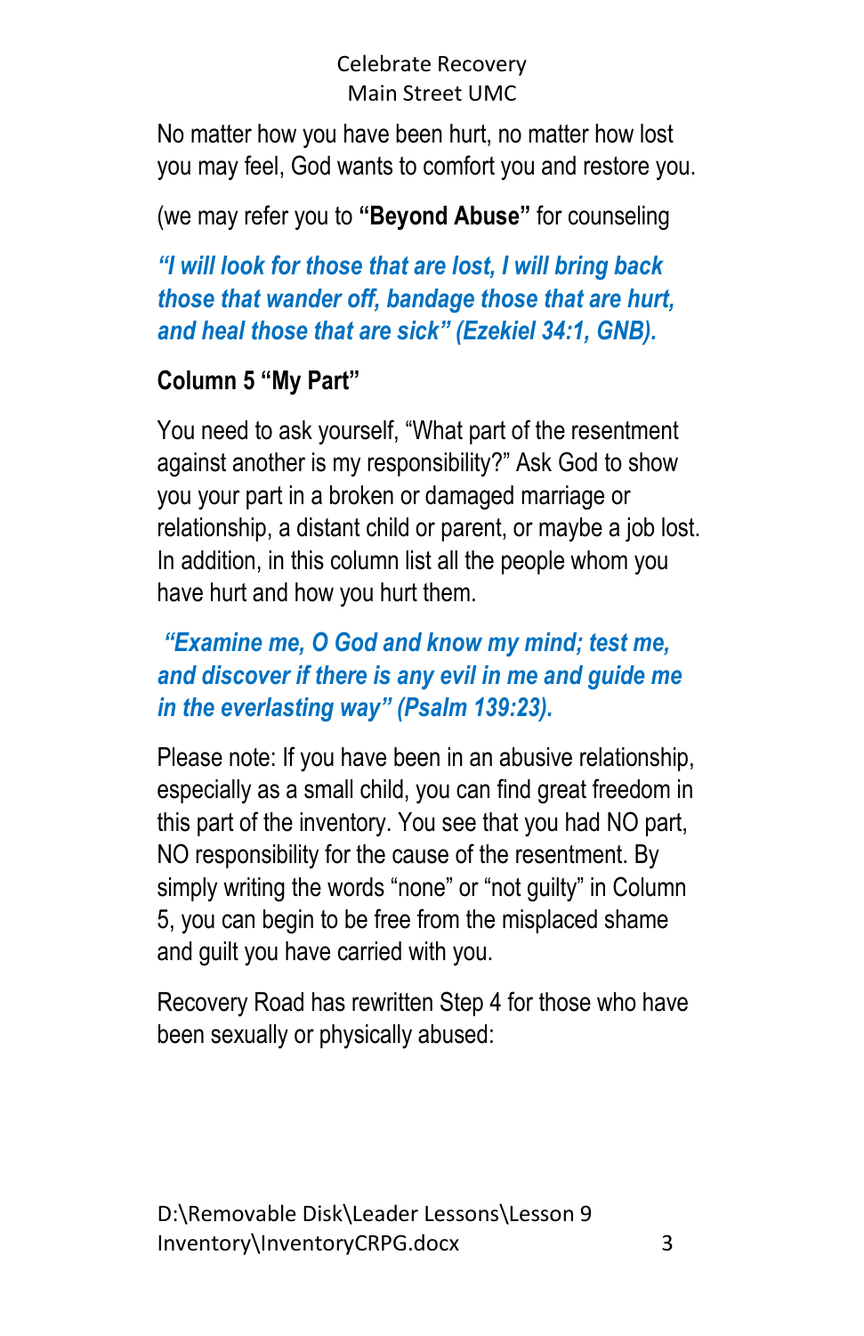No matter how you have been hurt, no matter how lost you may feel, God wants to comfort you and restore you.

(we may refer you to **"Beyond Abuse"** for counseling

***"I will look for those that are lost, I will bring back those that wander off, bandage those that are hurt, and heal those that are sick" (Ezekiel 34:1, GNB).***

**Column 5 "My Part"**

You need to ask yourself, "What part of the resentment against another is my responsibility?" Ask God to show you your part in a broken or damaged marriage or relationship, a distant child or parent, or maybe a job lost. In addition, in this column list all the people whom you have hurt and how you hurt them.

***"Examine me, O God and know my mind; test me, and discover if there is any evil in me and guide me in the everlasting way" (Psalm 139:23).***

Please note: If you have been in an abusive relationship, especially as a small child, you can find great freedom in this part of the inventory. You see that you had NO part, NO responsibility for the cause of the resentment. By simply writing the words "none" or "not guilty" in Column 5, you can begin to be free from the misplaced shame and guilt you have carried with you.

Recovery Road has rewritten Step 4 for those who have been sexually or physically abused: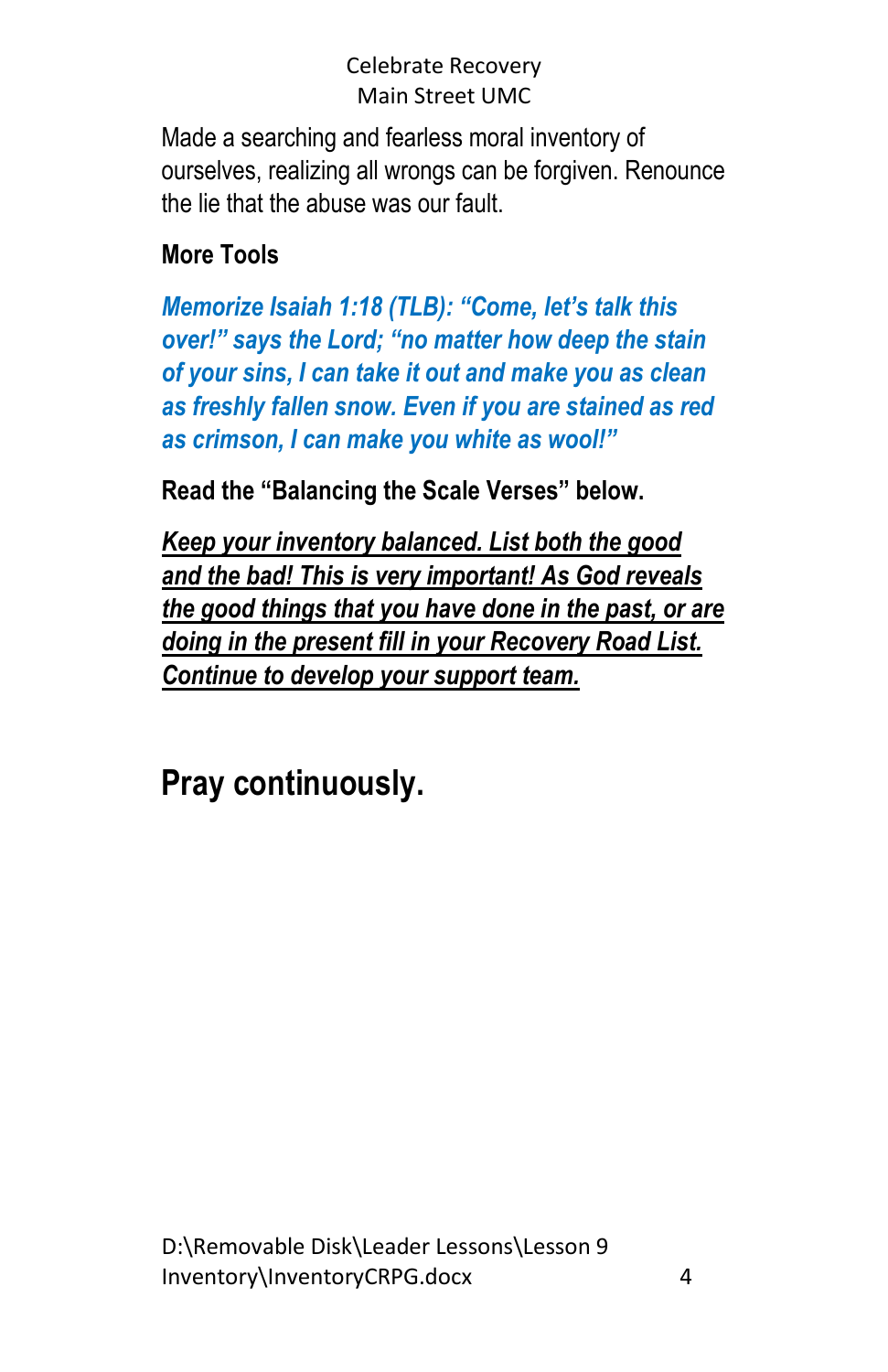Made a searching and fearless moral inventory of ourselves, realizing all wrongs can be forgiven. Renounce the lie that the abuse was our fault.

**More Tools**

***Memorize Isaiah 1:18 (TLB): "Come, let's talk this over!" says the Lord; "no matter how deep the stain of your sins, I can take it out and make you as clean as freshly fallen snow. Even if you are stained as red as crimson, I can make you white as wool!"***

**Read the "Balancing the Scale Verses" below.**

***<u>Keep your inventory balanced. List both the good and the bad! This is very important! As God reveals the good things that you have done in the past, or are doing in the present fill in your Recovery Road List. Continue to develop your support team.</u>***

## Pray continuously.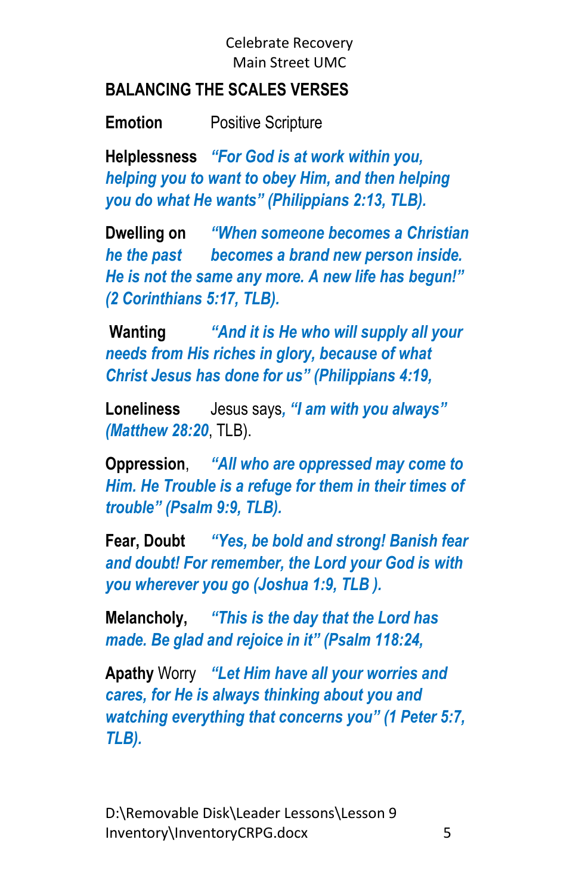Celebrate Recovery
Main Street UMC

**BALANCING THE SCALES VERSES**

**Emotion** Positive Scripture

**Helplessness** ***"For God is at work within you, helping you to want to obey Him, and then helping you do what He wants" (Philippians 2:13, TLB).***

**Dwelling on** ***"When someone becomes a Christian he the past becomes a brand new person inside. He is not the same any more. A new life has begun!" (2 Corinthians 5:17, TLB).***

**Wanting** ***"And it is He who will supply all your needs from His riches in glory, because of what Christ Jesus has done for us" (Philippians 4:19,***

**Loneliness** Jesus says***, "I am with you always" (Matthew 28:20***, TLB).

**Oppression**, ***"All who are oppressed may come to Him. He Trouble is a refuge for them in their times of trouble" (Psalm 9:9, TLB).***

**Fear, Doubt** ***"Yes, be bold and strong! Banish fear and doubt! For remember, the Lord your God is with you wherever you go (Joshua 1:9, TLB ).***

**Melancholy,** ***"This is the day that the Lord has made. Be glad and rejoice in it" (Psalm 118:24,***

**Apathy** Worry ***"Let Him have all your worries and cares, for He is always thinking about you and watching everything that concerns you" (1 Peter 5:7, TLB).***

D:\Removable Disk\Leader Lessons\Lesson 9 Inventory\InventoryCRPG.docx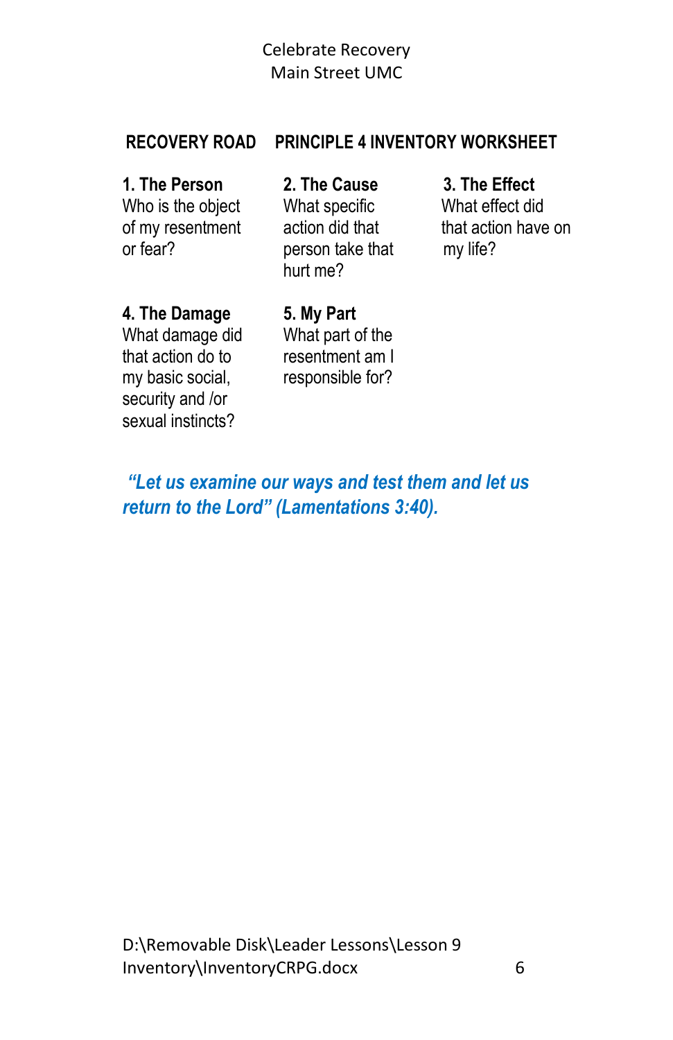Celebrate Recovery
Main Street UMC

## RECOVERY ROAD PRINCIPLE 4 INVENTORY WORKSHEET

**1. The Person**
Who is the object of my resentment or fear?

**2. The Cause**
What specific action did that person take that hurt me?

**3. The Effect**
What effect did that action have on my life?

**4. The Damage**
What damage did that action do to my basic social, security and /or sexual instincts?

**5. My Part**
What part of the resentment am I responsible for?

***"Let us examine our ways and test them and let us return to the Lord" (Lamentations 3:40).***

D:\Removable Disk\Leader Lessons\Lesson 9 Inventory\InventoryCRPG.docx